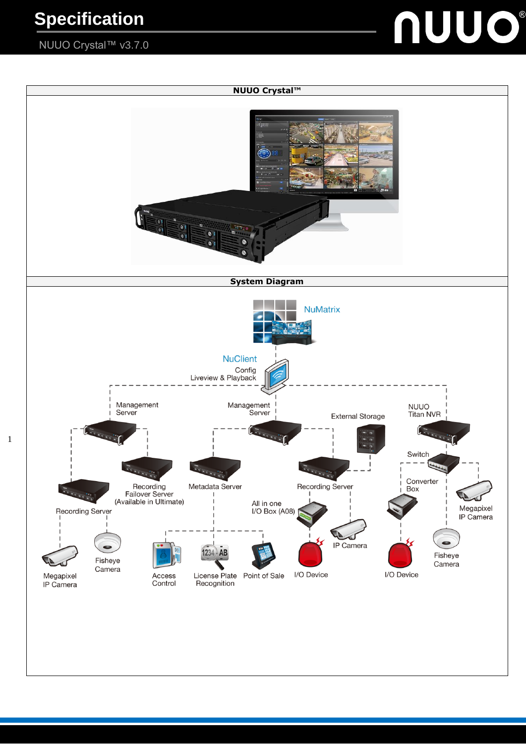# Specification

NUUO Crystal™ v3.7.0

| NUUO Crystal™ |
| --- |
| |

| System Diagram |
| --- |
| |

NuMatrix

NuClient
Config
Liveview & Playback

Management Server

Management Server

External Storage

NUUO Titan NVR

Switch

Recording Failover Server (Available in Ultimate)

Metadata Server

Recording Server

Converter Box

Recording Server

All in one I/O Box (A08)

Megapixel IP Camera

IP Camera

Fisheye Camera

Megapixel IP Camera

Fisheye Camera

Access Control

License Plate Recognition

Point of Sale

I/O Device

I/O Device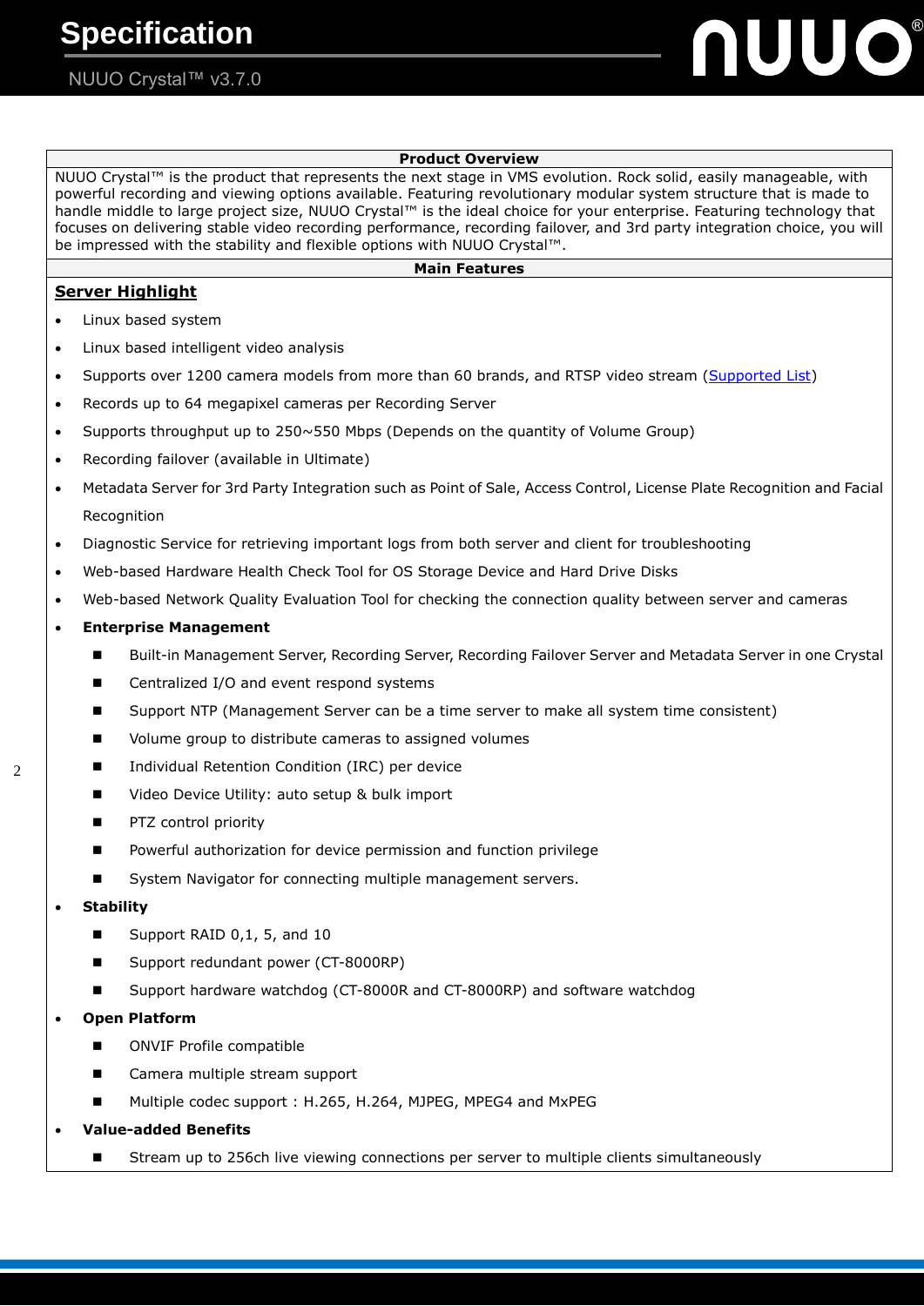# Specification

NUUO Crystal™ v3.7.0

## Product Overview

NUUO Crystal™ is the product that represents the next stage in VMS evolution. Rock solid, easily manageable, with powerful recording and viewing options available. Featuring revolutionary modular system structure that is made to handle middle to large project size, NUUO Crystal™ is the ideal choice for your enterprise. Featuring technology that focuses on delivering stable video recording performance, recording failover, and 3rd party integration choice, you will be impressed with the stability and flexible options with NUUO Crystal™.

## Main Features

### Server Highlight

- Linux based system
- Linux based intelligent video analysis
- Supports over 1200 camera models from more than 60 brands, and RTSP video stream (Supported List)
- Records up to 64 megapixel cameras per Recording Server
- Supports throughput up to 250~550 Mbps (Depends on the quantity of Volume Group)
- Recording failover (available in Ultimate)
- Metadata Server for 3rd Party Integration such as Point of Sale, Access Control, License Plate Recognition and Facial Recognition
- Diagnostic Service for retrieving important logs from both server and client for troubleshooting
- Web-based Hardware Health Check Tool for OS Storage Device and Hard Drive Disks
- Web-based Network Quality Evaluation Tool for checking the connection quality between server and cameras
- **Enterprise Management**
  - Built-in Management Server, Recording Server, Recording Failover Server and Metadata Server in one Crystal
  - Centralized I/O and event respond systems
  - Support NTP (Management Server can be a time server to make all system time consistent)
  - Volume group to distribute cameras to assigned volumes
  - Individual Retention Condition (IRC) per device
  - Video Device Utility: auto setup & bulk import
  - PTZ control priority
  - Powerful authorization for device permission and function privilege
  - System Navigator for connecting multiple management servers.
- **Stability**
  - Support RAID 0,1, 5, and 10
  - Support redundant power (CT-8000RP)
  - Support hardware watchdog (CT-8000R and CT-8000RP) and software watchdog
- **Open Platform**
  - ONVIF Profile compatible
  - Camera multiple stream support
  - Multiple codec support : H.265, H.264, MJPEG, MPEG4 and MxPEG
- **Value-added Benefits**
  - Stream up to 256ch live viewing connections per server to multiple clients simultaneously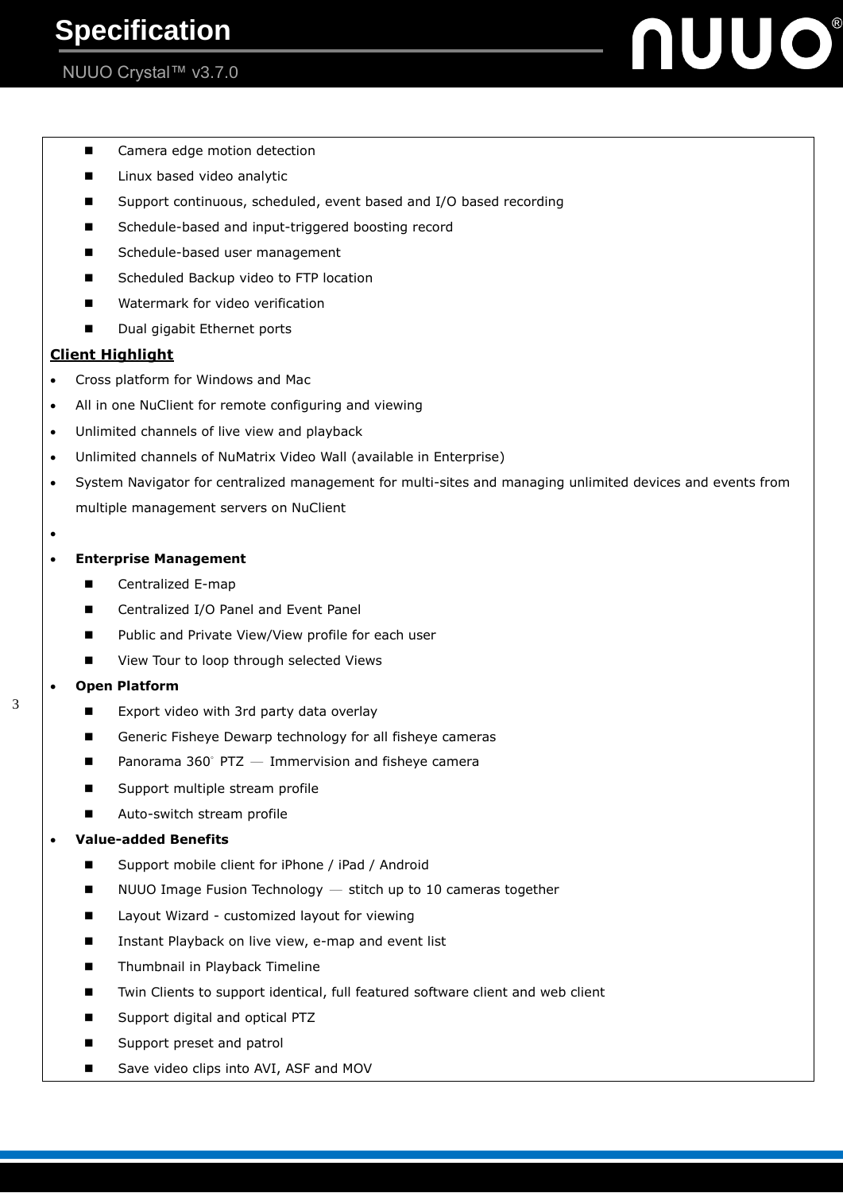- Camera edge motion detection
- Linux based video analytic
- Support continuous, scheduled, event based and I/O based recording
- Schedule-based and input-triggered boosting record
- Schedule-based user management
- Scheduled Backup video to FTP location
- Watermark for video verification
- Dual gigabit Ethernet ports

**Client Highlight**

- Cross platform for Windows and Mac
- All in one NuClient for remote configuring and viewing
- Unlimited channels of live view and playback
- Unlimited channels of NuMatrix Video Wall (available in Enterprise)
- System Navigator for centralized management for multi-sites and managing unlimited devices and events from multiple management servers on NuClient
- 
- **Enterprise Management**
  - Centralized E-map
  - Centralized I/O Panel and Event Panel
  - Public and Private View/View profile for each user
  - View Tour to loop through selected Views
- **Open Platform**
  - Export video with 3rd party data overlay
  - Generic Fisheye Dewarp technology for all fisheye cameras
  - Panorama 360° PTZ — Immervision and fisheye camera
  - Support multiple stream profile
  - Auto-switch stream profile
- **Value-added Benefits**
  - Support mobile client for iPhone / iPad / Android
  - NUUO Image Fusion Technology — stitch up to 10 cameras together
  - Layout Wizard - customized layout for viewing
  - Instant Playback on live view, e-map and event list
  - Thumbnail in Playback Timeline
  - Twin Clients to support identical, full featured software client and web client
  - Support digital and optical PTZ
  - Support preset and patrol
  - Save video clips into AVI, ASF and MOV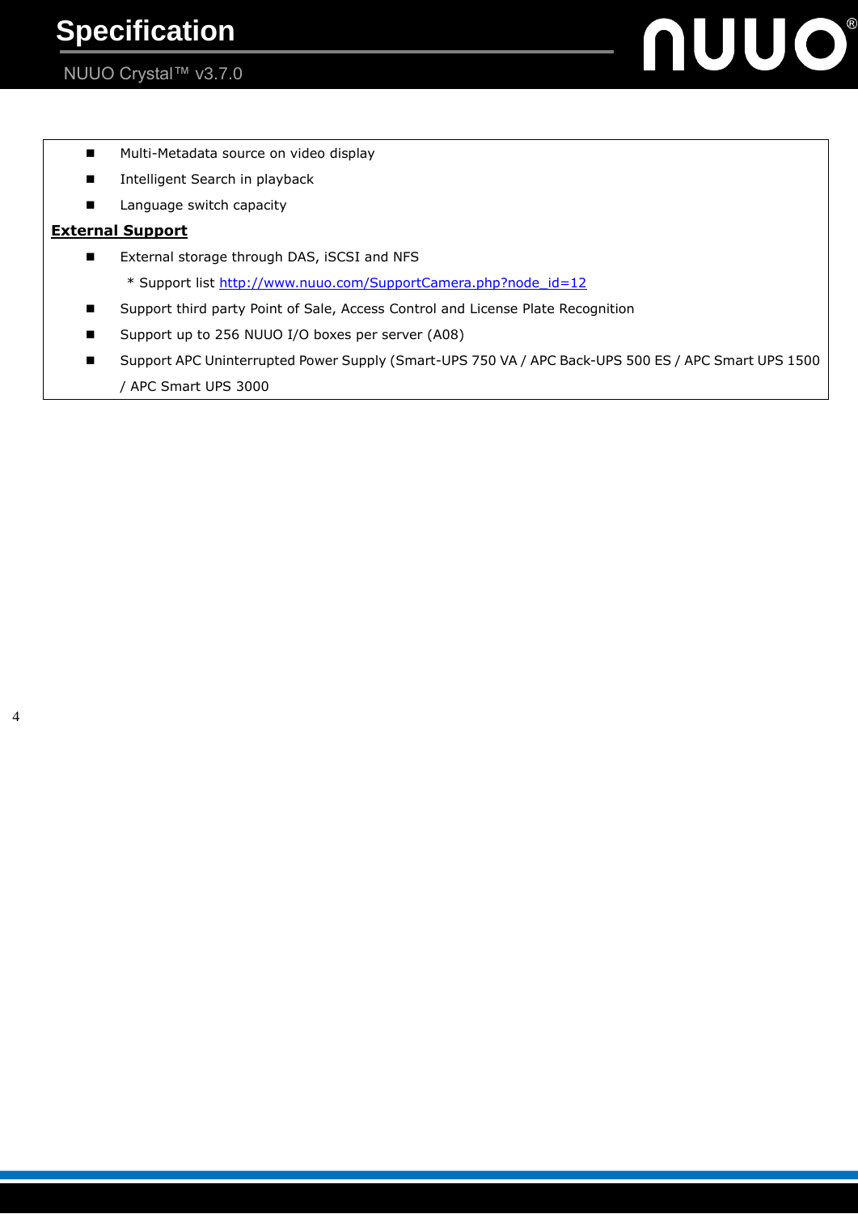- Multi-Metadata source on video display
- Intelligent Search in playback
- Language switch capacity

**External Support**

- External storage through DAS, iSCSI and NFS
  
  * Support list [http://www.nuuo.com/SupportCamera.php?node_id=12](http://www.nuuo.com/SupportCamera.php?node_id=12)
- Support third party Point of Sale, Access Control and License Plate Recognition
- Support up to 256 NUUO I/O boxes per server (A08)
- Support APC Uninterrupted Power Supply (Smart-UPS 750 VA / APC Back-UPS 500 ES / APC Smart UPS 1500 / APC Smart UPS 3000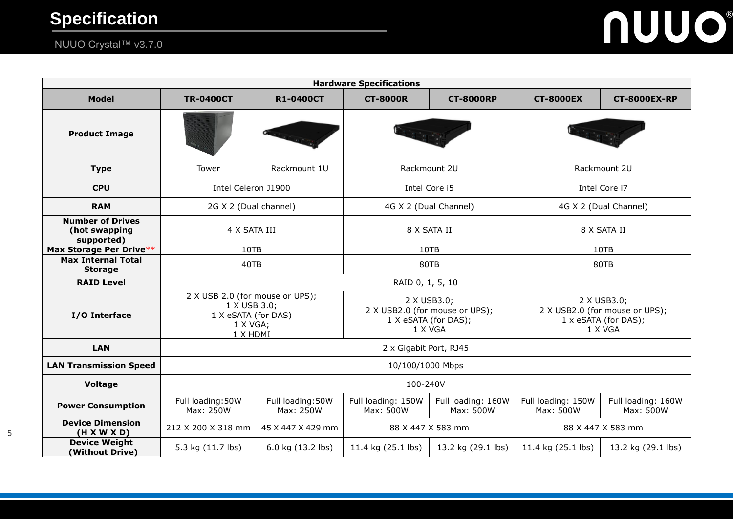# Specification

NUUO Crystal™ v3.7.0

| Hardware Specifications | | | | | | |
|---|---|---|---|---|---|---|
| **Model** | **TR-0400CT** | **R1-0400CT** | **CT-8000R** | **CT-8000RP** | **CT-8000EX** | **CT-8000EX-RP** |
| **Product Image** | | | | | | |
| **Type** | Tower | Rackmount 1U | Rackmount 2U | | Rackmount 2U | |
| **CPU** | Intel Celeron J1900 | | Intel Core i5 | | Intel Core i7 | |
| **RAM** | 2G X 2 (Dual channel) | | 4G X 2 (Dual Channel) | | 4G X 2 (Dual Channel) | |
| **Number of Drives (hot swapping supported)** | 4 X SATA III | | 8 X SATA II | | 8 X SATA II | |
| **Max Storage Per Drive**\*\* | 10TB | | 10TB | | 10TB | |
| **Max Internal Total Storage** | 40TB | | 80TB | | 80TB | |
| **RAID Level** | RAID 0, 1, 5, 10 | | | | | |
| **I/O Interface** | 2 X USB 2.0 (for mouse or UPS); 1 X USB 3.0; 1 X eSATA (for DAS) 1 X VGA; 1 X HDMI | | 2 X USB3.0; 2 X USB2.0 (for mouse or UPS); 1 X eSATA (for DAS); 1 X VGA | | 2 X USB3.0; 2 X USB2.0 (for mouse or UPS); 1 x eSATA (for DAS); 1 X VGA | |
| **LAN** | 2 x Gigabit Port, RJ45 | | | | | |
| **LAN Transmission Speed** | 10/100/1000 Mbps | | | | | |
| **Voltage** | 100-240V | | | | | |
| **Power Consumption** | Full loading:50W Max: 250W | Full loading:50W Max: 250W | Full loading: 150W Max: 500W | Full loading: 160W Max: 500W | Full loading: 150W Max: 500W | Full loading: 160W Max: 500W |
| **Device Dimension (H X W X D)** | 212 X 200 X 318 mm | 45 X 447 X 429 mm | 88 X 447 X 583 mm | | 88 X 447 X 583 mm | |
| **Device Weight (Without Drive)** | 5.3 kg (11.7 lbs) | 6.0 kg (13.2 lbs) | 11.4 kg (25.1 lbs) | 13.2 kg (29.1 lbs) | 11.4 kg (25.1 lbs) | 13.2 kg (29.1 lbs) |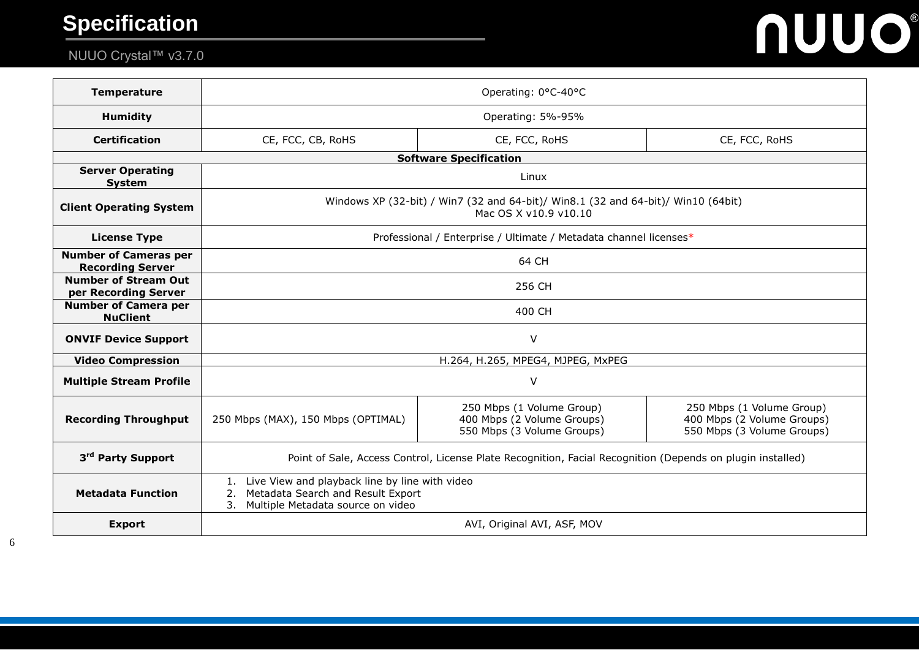# Specification

NUUO Crystal™ v3.7.0

| | | | |
|---|---|---|---|
| **Temperature** | Operating: 0°C-40°C | | |
| **Humidity** | Operating: 5%-95% | | |
| **Certification** | CE, FCC, CB, RoHS | CE, FCC, RoHS | CE, FCC, RoHS |
| **Software Specification** | | | |
| **Server Operating System** | Linux | | |
| **Client Operating System** | Windows XP (32-bit) / Win7 (32 and 64-bit)/ Win8.1 (32 and 64-bit)/ Win10 (64bit)<br>Mac OS X v10.9 v10.10 | | |
| **License Type** | Professional / Enterprise / Ultimate / Metadata channel licenses* | | |
| **Number of Cameras per Recording Server** | 64 CH | | |
| **Number of Stream Out per Recording Server** | 256 CH | | |
| **Number of Camera per NuClient** | 400 CH | | |
| **ONVIF Device Support** | V | | |
| **Video Compression** | H.264, H.265, MPEG4, MJPEG, MxPEG | | |
| **Multiple Stream Profile** | V | | |
| **Recording Throughput** | 250 Mbps (MAX), 150 Mbps (OPTIMAL) | 250 Mbps (1 Volume Group)<br>400 Mbps (2 Volume Groups)<br>550 Mbps (3 Volume Groups) | 250 Mbps (1 Volume Group)<br>400 Mbps (2 Volume Groups)<br>550 Mbps (3 Volume Groups) |
| **3rd Party Support** | Point of Sale, Access Control, License Plate Recognition, Facial Recognition (Depends on plugin installed) | | |
| **Metadata Function** | 1. Live View and playback line by line with video<br>2. Metadata Search and Result Export<br>3. Multiple Metadata source on video | | |
| **Export** | AVI, Original AVI, ASF, MOV | | |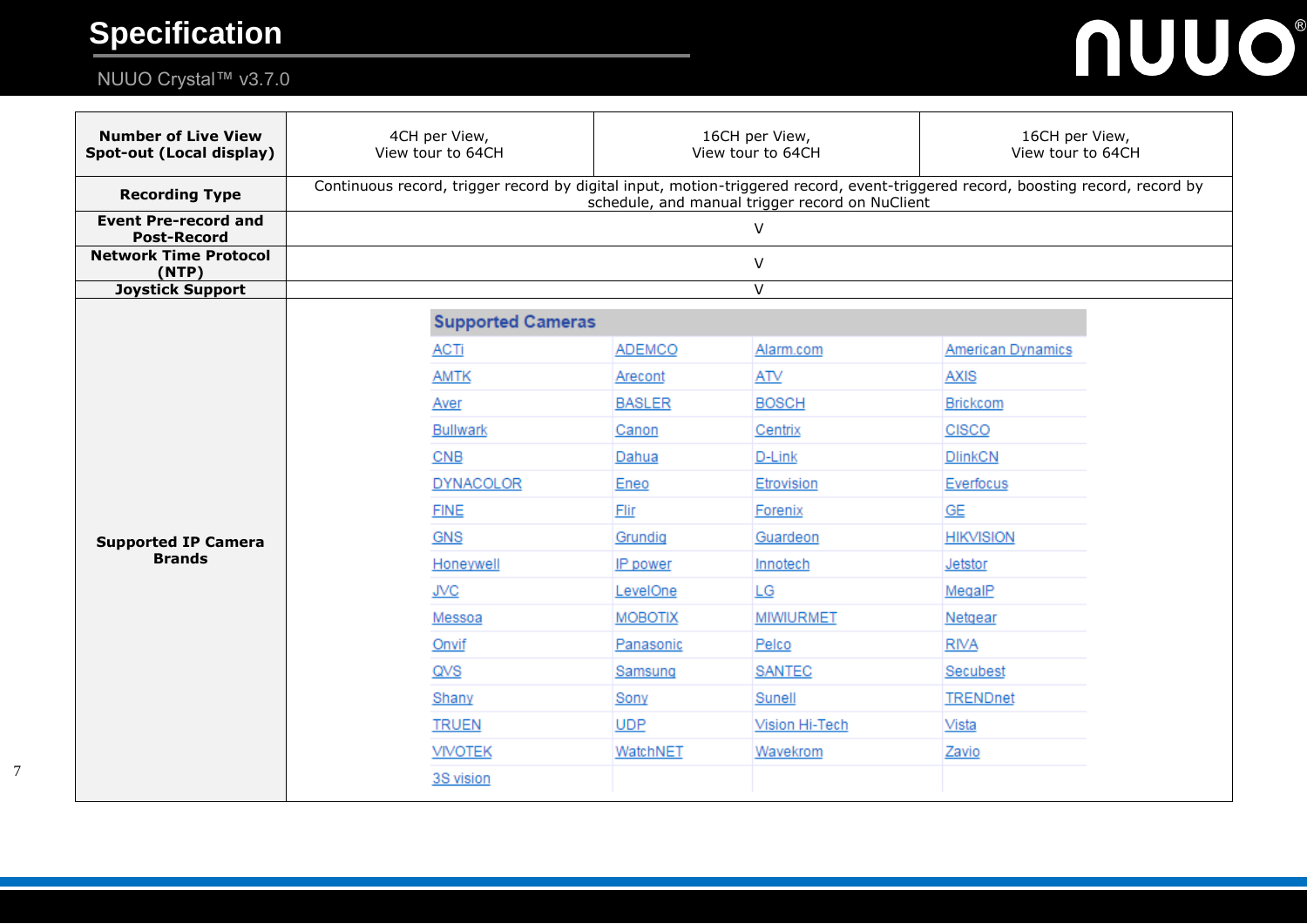## Specification

NUUO Crystal™ v3.7.0

| | | | |
|---|---|---|---|
| **Number of Live View Spot-out (Local display)** | 4CH per View, View tour to 64CH | 16CH per View, View tour to 64CH | 16CH per View, View tour to 64CH |
| **Recording Type** | Continuous record, trigger record by digital input, motion-triggered record, event-triggered record, boosting record, record by schedule, and manual trigger record on NuClient | | |
| **Event Pre-record and Post-Record** | V | | |
| **Network Time Protocol (NTP)** | V | | |
| **Joystick Support** | V | | |
| **Supported IP Camera Brands** | Supported Cameras (see list below) | | |

**Supported Cameras**

| | | | |
|---|---|---|---|
| ACTi | ADEMCO | Alarm.com | American Dynamics |
| AMTK | Arecont | ATV | AXIS |
| Aver | BASLER | BOSCH | Brickcom |
| Bullwark | Canon | Centrix | CISCO |
| CNB | Dahua | D-Link | DlinkCN |
| DYNACOLOR | Eneo | Etrovision | Everfocus |
| FINE | Flir | Forenix | GE |
| GNS | Grundig | Guardeon | HIKVISION |
| Honeywell | IP power | Innotech | Jetstor |
| JVC | LevelOne | LG | MegaIP |
| Messoa | MOBOTIX | MIWIURMET | Netgear |
| Onvif | Panasonic | Pelco | RIVA |
| QVS | Samsung | SANTEC | Secubest |
| Shany | Sony | Sunell | TRENDnet |
| TRUEN | UDP | Vision Hi-Tech | Vista |
| VIVOTEK | WatchNET | Wavekrom | Zavio |
| 3S vision | | | |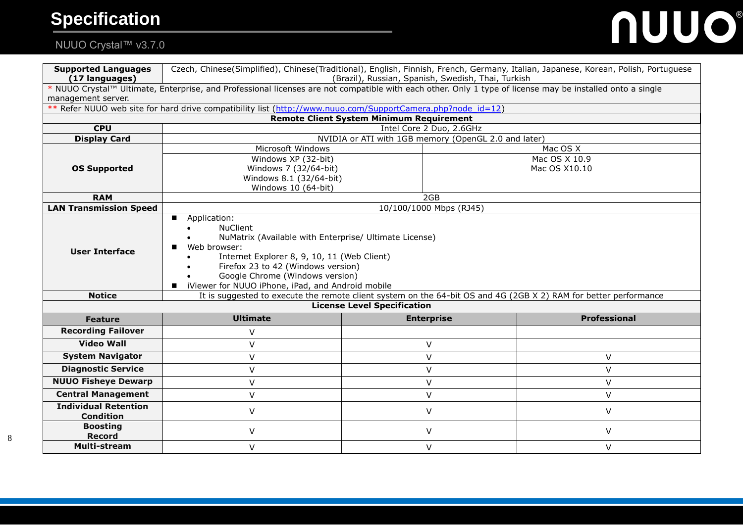# Specification

NUUO Crystal™ v3.7.0

| | | |
|---|---|---|
| **Supported Languages (17 languages)** | Czech, Chinese(Simplified), Chinese(Traditional), English, Finnish, French, Germany, Italian, Japanese, Korean, Polish, Portuguese (Brazil), Russian, Spanish, Swedish, Thai, Turkish | |

\* NUUO Crystal™ Ultimate, Enterprise, and Professional licenses are not compatible with each other. Only 1 type of license may be installed onto a single management server.

\*\* Refer NUUO web site for hard drive compatibility list (http://www.nuuo.com/SupportCamera.php?node_id=12)

**Remote Client System Minimum Requirement**

| | | |
|---|---|---|
| **CPU** | Intel Core 2 Duo, 2.6GHz | |
| **Display Card** | NVIDIA or ATI with 1GB memory (OpenGL 2.0 and later) | |
| **OS Supported** | Microsoft Windows | Mac OS X |
| | Windows XP (32-bit)<br>Windows 7 (32/64-bit)<br>Windows 8.1 (32/64-bit)<br>Windows 10 (64-bit) | Mac OS X 10.9<br>Mac OS X10.10 |
| **RAM** | 2GB | |
| **LAN Transmission Speed** | 10/100/1000 Mbps (RJ45) | |
| **User Interface** | ■ Application:<br>• NuClient<br>• NuMatrix (Available with Enterprise/ Ultimate License)<br>■ Web browser:<br>• Internet Explorer 8, 9, 10, 11 (Web Client)<br>• Firefox 23 to 42 (Windows version)<br>• Google Chrome (Windows version)<br>■ iViewer for NUUO iPhone, iPad, and Android mobile | |
| **Notice** | It is suggested to execute the remote client system on the 64-bit OS and 4G (2GB X 2) RAM for better performance | |

**License Level Specification**

| Feature | Ultimate | Enterprise | Professional |
|---|---|---|---|
| **Recording Failover** | V | | |
| **Video Wall** | V | V | |
| **System Navigator** | V | V | V |
| **Diagnostic Service** | V | V | V |
| **NUUO Fisheye Dewarp** | V | V | V |
| **Central Management** | V | V | V |
| **Individual Retention Condition** | V | V | V |
| **Boosting Record** | V | V | V |
| **Multi-stream** | V | V | V |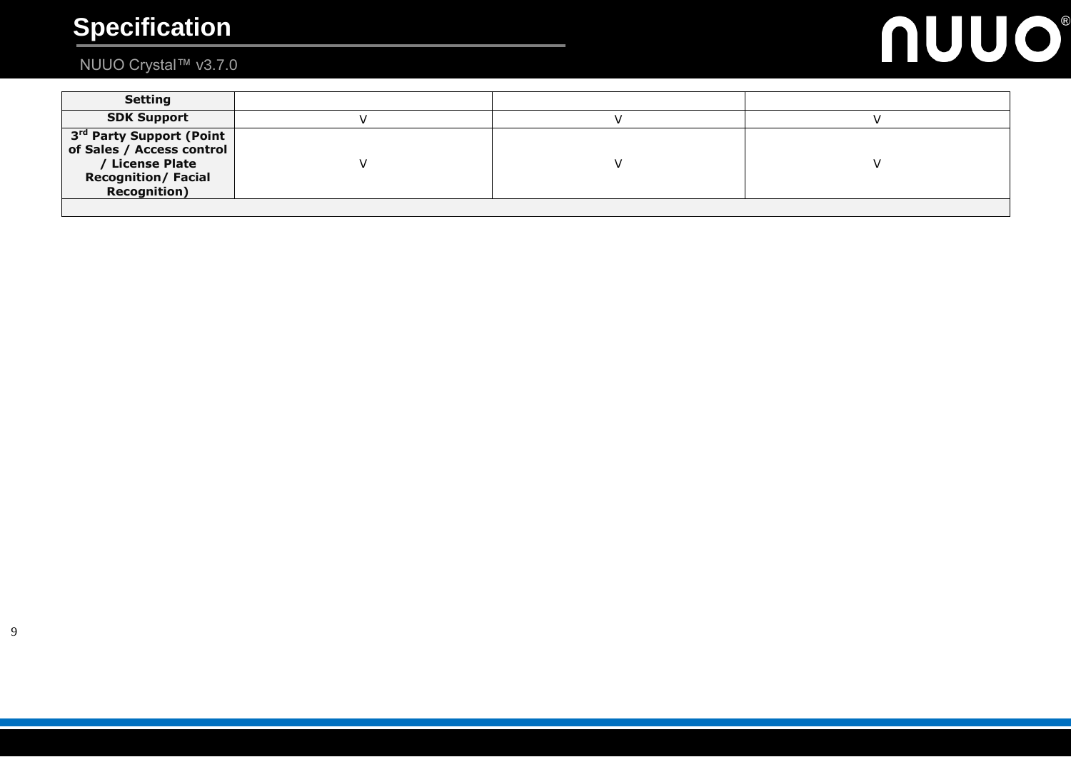| Setting | | | |
|---|---|---|---|
| SDK Support | V | V | V |
| 3rd Party Support (Point of Sales / Access control / License Plate Recognition/ Facial Recognition) | V | V | V |
| | | | |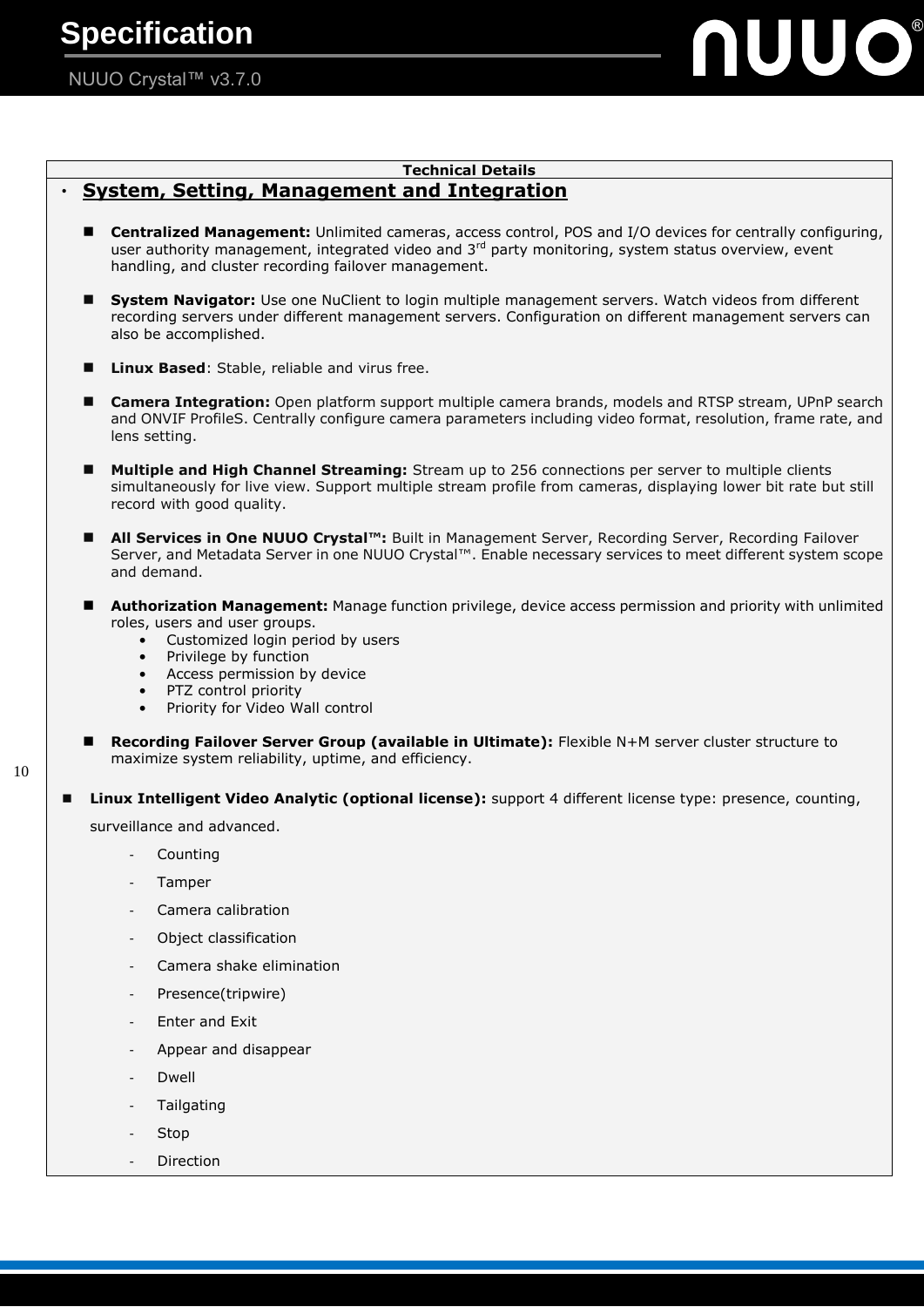**Technical Details**

## System, Setting, Management and Integration

- **Centralized Management:** Unlimited cameras, access control, POS and I/O devices for centrally configuring, user authority management, integrated video and 3rd party monitoring, system status overview, event handling, and cluster recording failover management.

- **System Navigator:** Use one NuClient to login multiple management servers. Watch videos from different recording servers under different management servers. Configuration on different management servers can also be accomplished.

- **Linux Based**: Stable, reliable and virus free.

- **Camera Integration:** Open platform support multiple camera brands, models and RTSP stream, UPnP search and ONVIF ProfileS. Centrally configure camera parameters including video format, resolution, frame rate, and lens setting.

- **Multiple and High Channel Streaming:** Stream up to 256 connections per server to multiple clients simultaneously for live view. Support multiple stream profile from cameras, displaying lower bit rate but still record with good quality.

- **All Services in One NUUO Crystal™:** Built in Management Server, Recording Server, Recording Failover Server, and Metadata Server in one NUUO Crystal™. Enable necessary services to meet different system scope and demand.

- **Authorization Management:** Manage function privilege, device access permission and priority with unlimited roles, users and user groups.
  - Customized login period by users
  - Privilege by function
  - Access permission by device
  - PTZ control priority
  - Priority for Video Wall control

- **Recording Failover Server Group (available in Ultimate):** Flexible N+M server cluster structure to maximize system reliability, uptime, and efficiency.

- **Linux Intelligent Video Analytic (optional license):** support 4 different license type: presence, counting, surveillance and advanced.
  - Counting
  - Tamper
  - Camera calibration
  - Object classification
  - Camera shake elimination
  - Presence(tripwire)
  - Enter and Exit
  - Appear and disappear
  - Dwell
  - Tailgating
  - Stop
  - Direction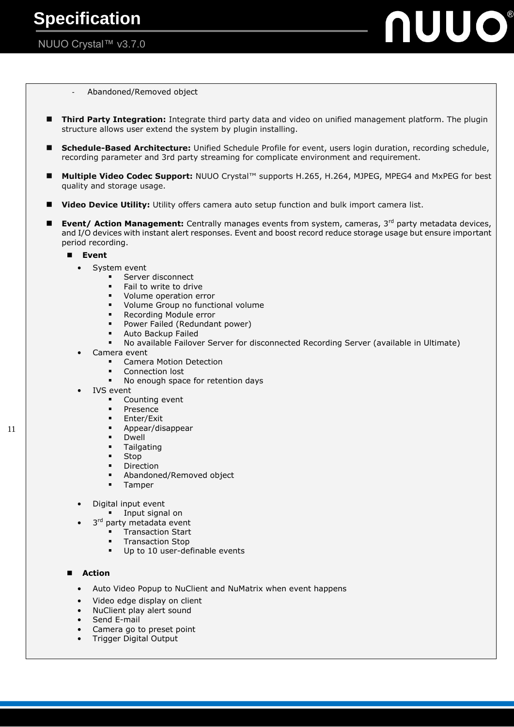- Abandoned/Removed object

- **Third Party Integration:** Integrate third party data and video on unified management platform. The plugin structure allows user extend the system by plugin installing.

- **Schedule-Based Architecture:** Unified Schedule Profile for event, users login duration, recording schedule, recording parameter and 3rd party streaming for complicate environment and requirement.

- **Multiple Video Codec Support:** NUUO Crystal™ supports H.265, H.264, MJPEG, MPEG4 and MxPEG for best quality and storage usage.

- **Video Device Utility:** Utility offers camera auto setup function and bulk import camera list.

- **Event/ Action Management:** Centrally manages events from system, cameras, 3rd party metadata devices, and I/O devices with instant alert responses. Event and boost record reduce storage usage but ensure important period recording.

  - **Event**
    - System event
      - Server disconnect
      - Fail to write to drive
      - Volume operation error
      - Volume Group no functional volume
      - Recording Module error
      - Power Failed (Redundant power)
      - Auto Backup Failed
      - No available Failover Server for disconnected Recording Server (available in Ultimate)
    - Camera event
      - Camera Motion Detection
      - Connection lost
      - No enough space for retention days
    - IVS event
      - Counting event
      - Presence
      - Enter/Exit
      - Appear/disappear
      - Dwell
      - Tailgating
      - Stop
      - Direction
      - Abandoned/Removed object
      - Tamper
    - Digital input event
      - Input signal on
    - 3rd party metadata event
      - Transaction Start
      - Transaction Stop
      - Up to 10 user-definable events

  - **Action**
    - Auto Video Popup to NuClient and NuMatrix when event happens
    - Video edge display on client
    - NuClient play alert sound
    - Send E-mail
    - Camera go to preset point
    - Trigger Digital Output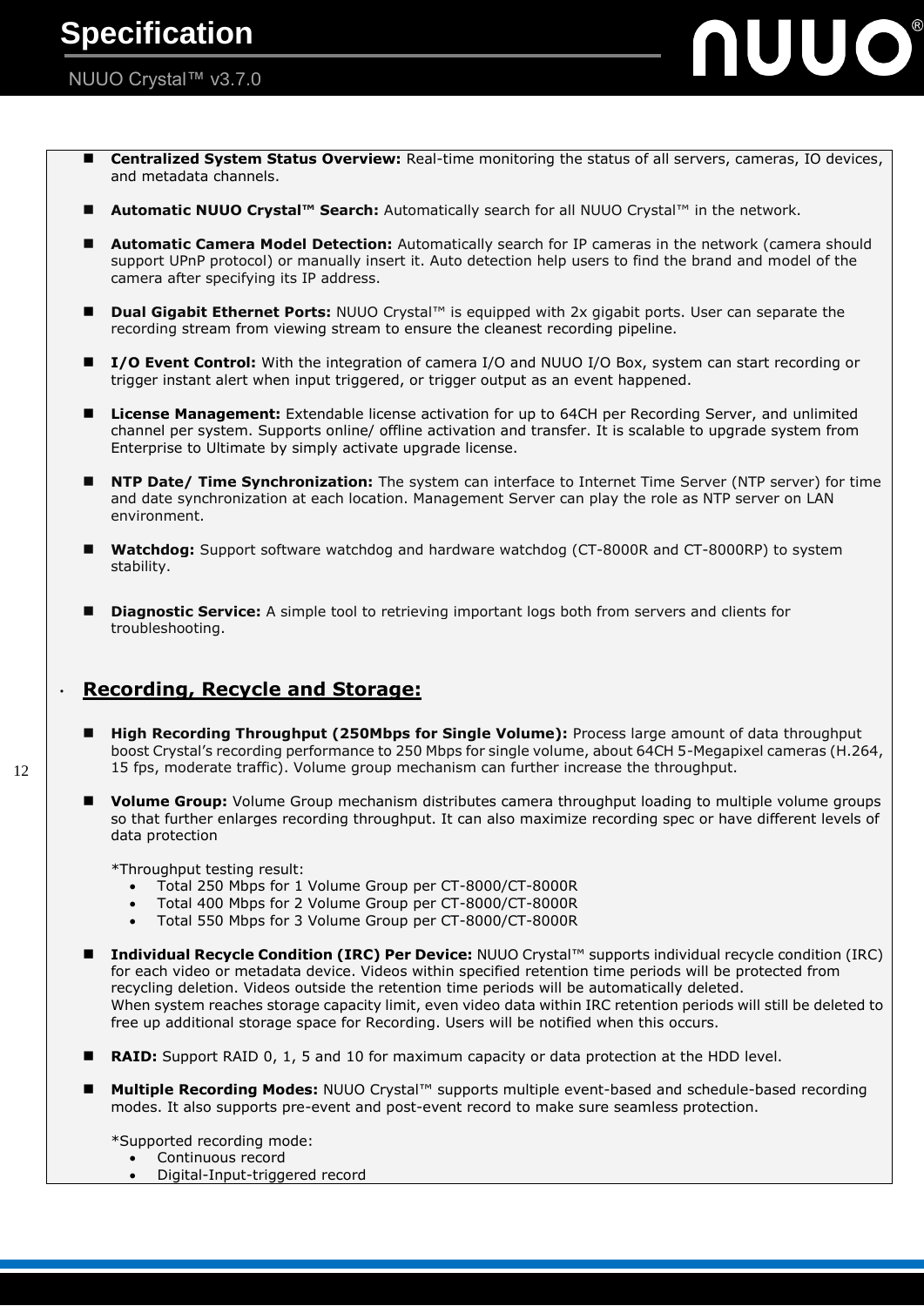- **Centralized System Status Overview:** Real-time monitoring the status of all servers, cameras, IO devices, and metadata channels.

- **Automatic NUUO Crystal™ Search:** Automatically search for all NUUO Crystal™ in the network.

- **Automatic Camera Model Detection:** Automatically search for IP cameras in the network (camera should support UPnP protocol) or manually insert it. Auto detection help users to find the brand and model of the camera after specifying its IP address.

- **Dual Gigabit Ethernet Ports:** NUUO Crystal™ is equipped with 2x gigabit ports. User can separate the recording stream from viewing stream to ensure the cleanest recording pipeline.

- **I/O Event Control:** With the integration of camera I/O and NUUO I/O Box, system can start recording or trigger instant alert when input triggered, or trigger output as an event happened.

- **License Management:** Extendable license activation for up to 64CH per Recording Server, and unlimited channel per system. Supports online/ offline activation and transfer. It is scalable to upgrade system from Enterprise to Ultimate by simply activate upgrade license.

- **NTP Date/ Time Synchronization:** The system can interface to Internet Time Server (NTP server) for time and date synchronization at each location. Management Server can play the role as NTP server on LAN environment.

- **Watchdog:** Support software watchdog and hardware watchdog (CT-8000R and CT-8000RP) to system stability.

- **Diagnostic Service:** A simple tool to retrieving important logs both from servers and clients for troubleshooting.

## Recording, Recycle and Storage:

- **High Recording Throughput (250Mbps for Single Volume):** Process large amount of data throughput boost Crystal's recording performance to 250 Mbps for single volume, about 64CH 5-Megapixel cameras (H.264, 15 fps, moderate traffic). Volume group mechanism can further increase the throughput.

- **Volume Group:** Volume Group mechanism distributes camera throughput loading to multiple volume groups so that further enlarges recording throughput. It can also maximize recording spec or have different levels of data protection

  *Throughput testing result:
  - Total 250 Mbps for 1 Volume Group per CT-8000/CT-8000R
  - Total 400 Mbps for 2 Volume Group per CT-8000/CT-8000R
  - Total 550 Mbps for 3 Volume Group per CT-8000/CT-8000R

- **Individual Recycle Condition (IRC) Per Device:** NUUO Crystal™ supports individual recycle condition (IRC) for each video or metadata device. Videos within specified retention time periods will be protected from recycling deletion. Videos outside the retention time periods will be automatically deleted.
  When system reaches storage capacity limit, even video data within IRC retention periods will still be deleted to free up additional storage space for Recording. Users will be notified when this occurs.

- **RAID:** Support RAID 0, 1, 5 and 10 for maximum capacity or data protection at the HDD level.

- **Multiple Recording Modes:** NUUO Crystal™ supports multiple event-based and schedule-based recording modes. It also supports pre-event and post-event record to make sure seamless protection.

  *Supported recording mode:
  - Continuous record
  - Digital-Input-triggered record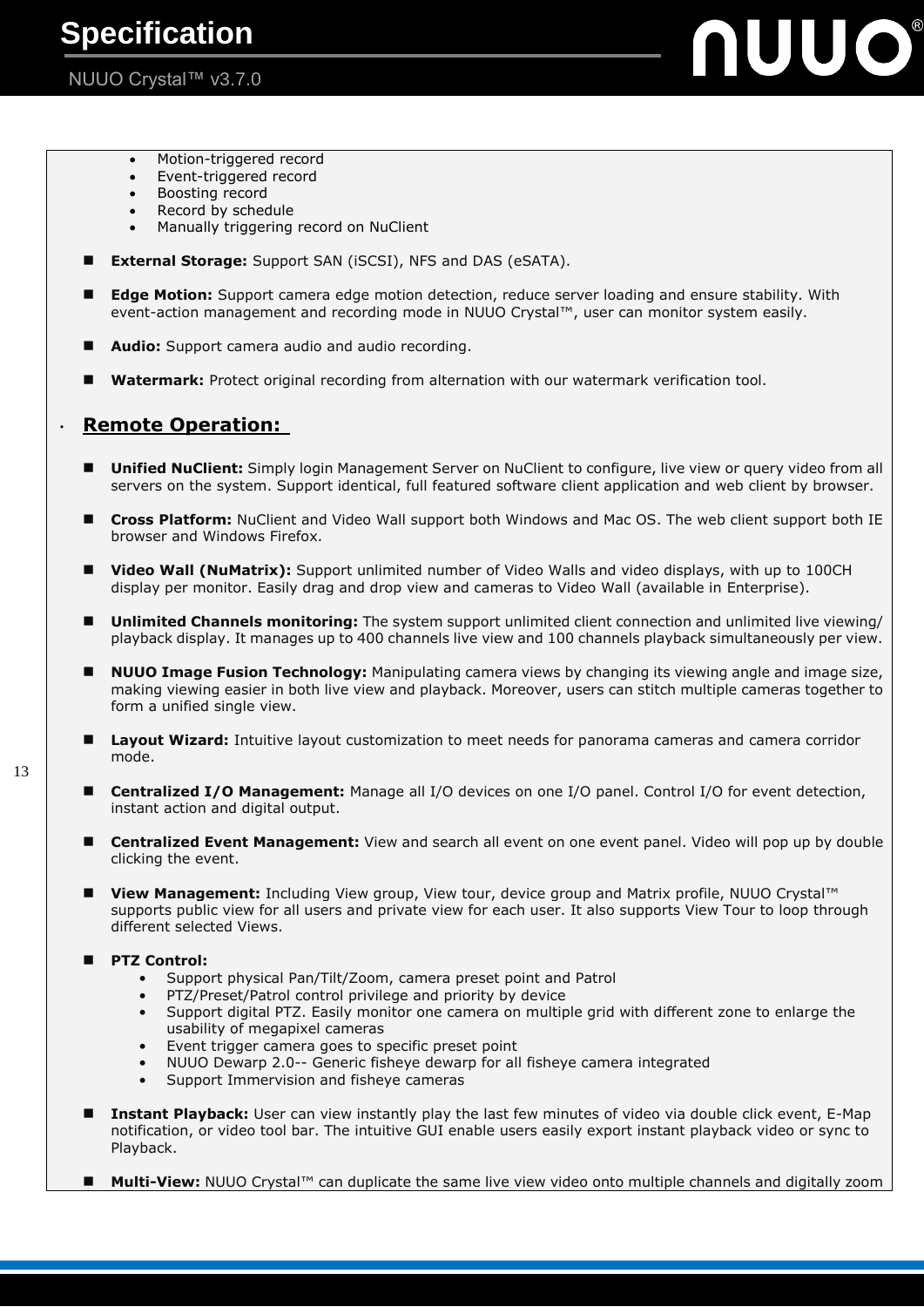- Motion-triggered record
- Event-triggered record
- Boosting record
- Record by schedule
- Manually triggering record on NuClient

- **External Storage:** Support SAN (iSCSI), NFS and DAS (eSATA).

- **Edge Motion:** Support camera edge motion detection, reduce server loading and ensure stability. With event-action management and recording mode in NUUO Crystal™, user can monitor system easily.

- **Audio:** Support camera audio and audio recording.

- **Watermark:** Protect original recording from alternation with our watermark verification tool.

## Remote Operation:

- **Unified NuClient:** Simply login Management Server on NuClient to configure, live view or query video from all servers on the system. Support identical, full featured software client application and web client by browser.

- **Cross Platform:** NuClient and Video Wall support both Windows and Mac OS. The web client support both IE browser and Windows Firefox.

- **Video Wall (NuMatrix):** Support unlimited number of Video Walls and video displays, with up to 100CH display per monitor. Easily drag and drop view and cameras to Video Wall (available in Enterprise).

- **Unlimited Channels monitoring:** The system support unlimited client connection and unlimited live viewing/ playback display. It manages up to 400 channels live view and 100 channels playback simultaneously per view.

- **NUUO Image Fusion Technology:** Manipulating camera views by changing its viewing angle and image size, making viewing easier in both live view and playback. Moreover, users can stitch multiple cameras together to form a unified single view.

- **Layout Wizard:** Intuitive layout customization to meet needs for panorama cameras and camera corridor mode.

- **Centralized I/O Management:** Manage all I/O devices on one I/O panel. Control I/O for event detection, instant action and digital output.

- **Centralized Event Management:** View and search all event on one event panel. Video will pop up by double clicking the event.

- **View Management:** Including View group, View tour, device group and Matrix profile, NUUO Crystal™ supports public view for all users and private view for each user. It also supports View Tour to loop through different selected Views.

- **PTZ Control:**
  - Support physical Pan/Tilt/Zoom, camera preset point and Patrol
  - PTZ/Preset/Patrol control privilege and priority by device
  - Support digital PTZ. Easily monitor one camera on multiple grid with different zone to enlarge the usability of megapixel cameras
  - Event trigger camera goes to specific preset point
  - NUUO Dewarp 2.0-- Generic fisheye dewarp for all fisheye camera integrated
  - Support Immervision and fisheye cameras

- **Instant Playback:** User can view instantly play the last few minutes of video via double click event, E-Map notification, or video tool bar. The intuitive GUI enable users easily export instant playback video or sync to Playback.

- **Multi-View:** NUUO Crystal™ can duplicate the same live view video onto multiple channels and digitally zoom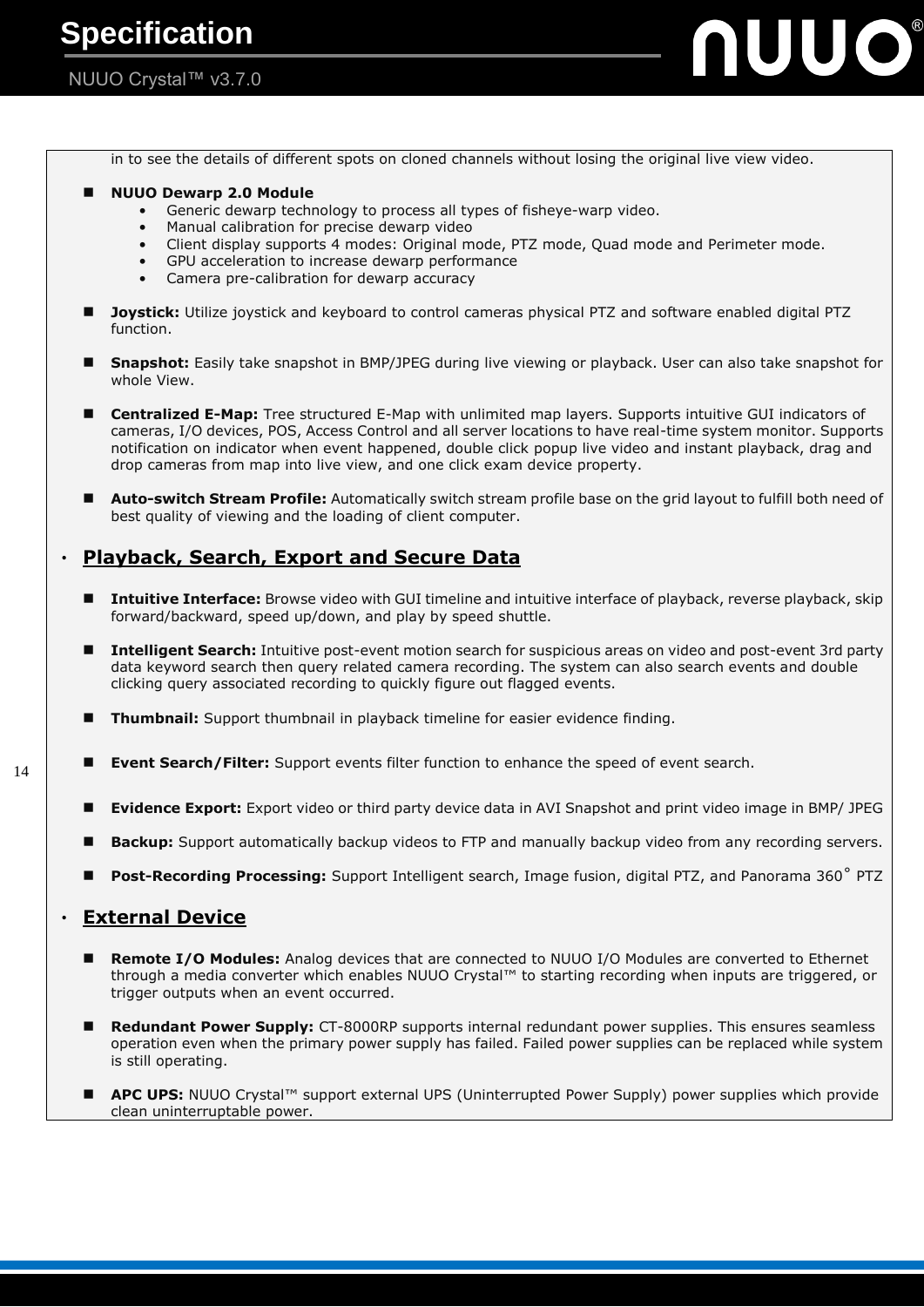in to see the details of different spots on cloned channels without losing the original live view video.

- **NUUO Dewarp 2.0 Module**
  - Generic dewarp technology to process all types of fisheye-warp video.
  - Manual calibration for precise dewarp video
  - Client display supports 4 modes: Original mode, PTZ mode, Quad mode and Perimeter mode.
  - GPU acceleration to increase dewarp performance
  - Camera pre-calibration for dewarp accuracy

- **Joystick:** Utilize joystick and keyboard to control cameras physical PTZ and software enabled digital PTZ function.

- **Snapshot:** Easily take snapshot in BMP/JPEG during live viewing or playback. User can also take snapshot for whole View.

- **Centralized E-Map:** Tree structured E-Map with unlimited map layers. Supports intuitive GUI indicators of cameras, I/O devices, POS, Access Control and all server locations to have real-time system monitor. Supports notification on indicator when event happened, double click popup live video and instant playback, drag and drop cameras from map into live view, and one click exam device property.

- **Auto-switch Stream Profile:** Automatically switch stream profile base on the grid layout to fulfill both need of best quality of viewing and the loading of client computer.

## Playback, Search, Export and Secure Data

- **Intuitive Interface:** Browse video with GUI timeline and intuitive interface of playback, reverse playback, skip forward/backward, speed up/down, and play by speed shuttle.

- **Intelligent Search:** Intuitive post-event motion search for suspicious areas on video and post-event 3rd party data keyword search then query related camera recording. The system can also search events and double clicking query associated recording to quickly figure out flagged events.

- **Thumbnail:** Support thumbnail in playback timeline for easier evidence finding.

- **Event Search/Filter:** Support events filter function to enhance the speed of event search.

- **Evidence Export:** Export video or third party device data in AVI Snapshot and print video image in BMP/ JPEG

- **Backup:** Support automatically backup videos to FTP and manually backup video from any recording servers.

- **Post-Recording Processing:** Support Intelligent search, Image fusion, digital PTZ, and Panorama 360° PTZ

## External Device

- **Remote I/O Modules:** Analog devices that are connected to NUUO I/O Modules are converted to Ethernet through a media converter which enables NUUO Crystal™ to starting recording when inputs are triggered, or trigger outputs when an event occurred.

- **Redundant Power Supply:** CT-8000RP supports internal redundant power supplies. This ensures seamless operation even when the primary power supply has failed. Failed power supplies can be replaced while system is still operating.

- **APC UPS:** NUUO Crystal™ support external UPS (Uninterrupted Power Supply) power supplies which provide clean uninterruptable power.